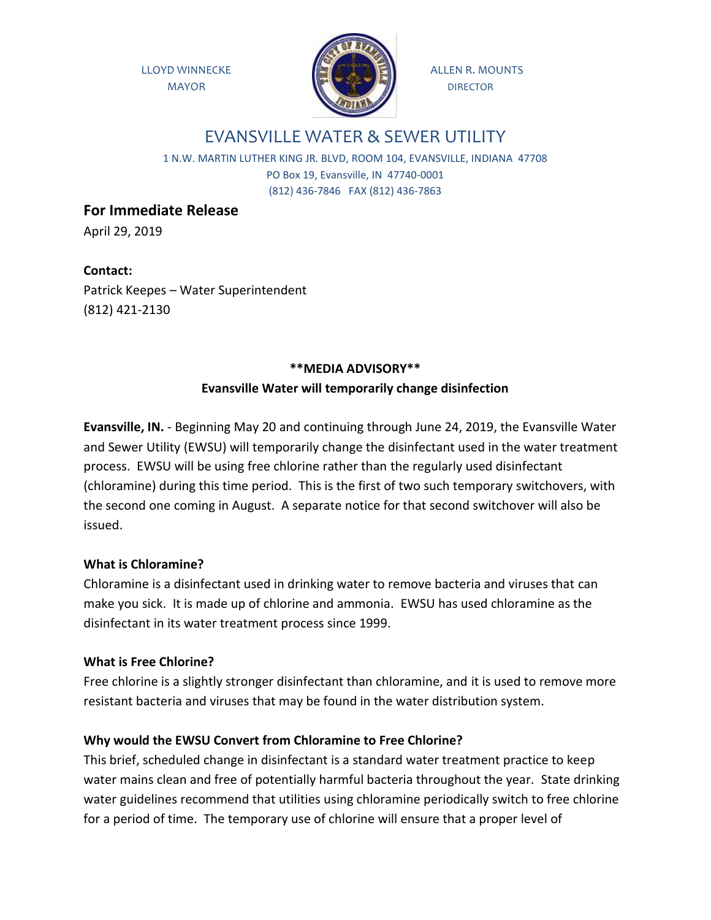LLOYD WINNECKE
MAYOR

ALLEN R. MOUNTS
DIRECTOR

# EVANSVILLE WATER & SEWER UTILITY

1 N.W. MARTIN LUTHER KING JR. BLVD, ROOM 104, EVANSVILLE, INDIANA 47708
PO Box 19, Evansville, IN 47740-0001
(812) 436-7846 FAX (812) 436-7863

## For Immediate Release

April 29, 2019

**Contact:**
Patrick Keepes – Water Superintendent
(812) 421-2130

**\*\*MEDIA ADVISORY\*\***

**Evansville Water will temporarily change disinfection**

**Evansville, IN.** - Beginning May 20 and continuing through June 24, 2019, the Evansville Water and Sewer Utility (EWSU) will temporarily change the disinfectant used in the water treatment process. EWSU will be using free chlorine rather than the regularly used disinfectant (chloramine) during this time period. This is the first of two such temporary switchovers, with the second one coming in August. A separate notice for that second switchover will also be issued.

**What is Chloramine?**
Chloramine is a disinfectant used in drinking water to remove bacteria and viruses that can make you sick. It is made up of chlorine and ammonia. EWSU has used chloramine as the disinfectant in its water treatment process since 1999.

**What is Free Chlorine?**
Free chlorine is a slightly stronger disinfectant than chloramine, and it is used to remove more resistant bacteria and viruses that may be found in the water distribution system.

**Why would the EWSU Convert from Chloramine to Free Chlorine?**
This brief, scheduled change in disinfectant is a standard water treatment practice to keep water mains clean and free of potentially harmful bacteria throughout the year. State drinking water guidelines recommend that utilities using chloramine periodically switch to free chlorine for a period of time. The temporary use of chlorine will ensure that a proper level of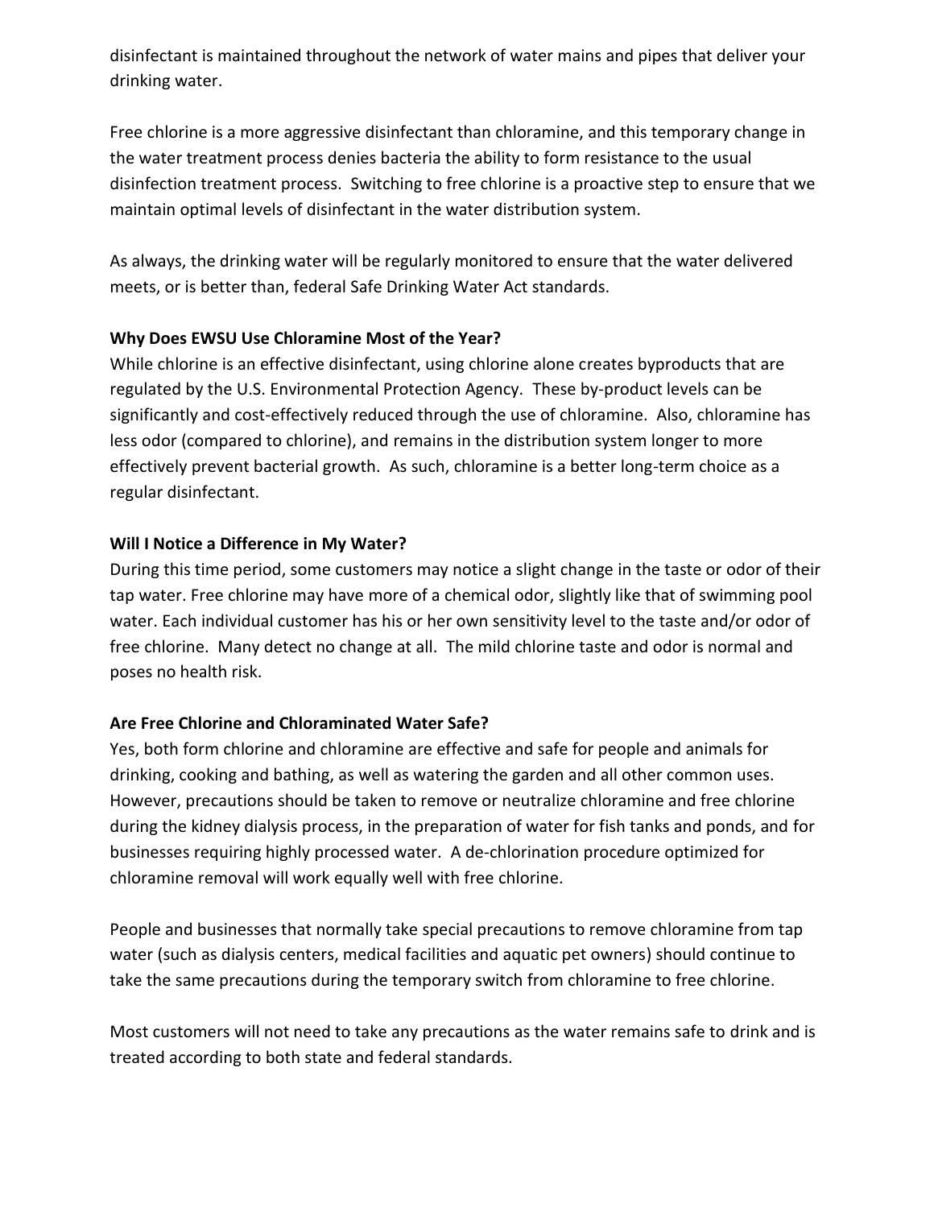disinfectant is maintained throughout the network of water mains and pipes that deliver your drinking water.

Free chlorine is a more aggressive disinfectant than chloramine, and this temporary change in the water treatment process denies bacteria the ability to form resistance to the usual disinfection treatment process. Switching to free chlorine is a proactive step to ensure that we maintain optimal levels of disinfectant in the water distribution system.

As always, the drinking water will be regularly monitored to ensure that the water delivered meets, or is better than, federal Safe Drinking Water Act standards.

**Why Does EWSU Use Chloramine Most of the Year?**

While chlorine is an effective disinfectant, using chlorine alone creates byproducts that are regulated by the U.S. Environmental Protection Agency. These by-product levels can be significantly and cost-effectively reduced through the use of chloramine. Also, chloramine has less odor (compared to chlorine), and remains in the distribution system longer to more effectively prevent bacterial growth. As such, chloramine is a better long-term choice as a regular disinfectant.

**Will I Notice a Difference in My Water?**

During this time period, some customers may notice a slight change in the taste or odor of their tap water. Free chlorine may have more of a chemical odor, slightly like that of swimming pool water. Each individual customer has his or her own sensitivity level to the taste and/or odor of free chlorine. Many detect no change at all. The mild chlorine taste and odor is normal and poses no health risk.

**Are Free Chlorine and Chloraminated Water Safe?**

Yes, both form chlorine and chloramine are effective and safe for people and animals for drinking, cooking and bathing, as well as watering the garden and all other common uses. However, precautions should be taken to remove or neutralize chloramine and free chlorine during the kidney dialysis process, in the preparation of water for fish tanks and ponds, and for businesses requiring highly processed water. A de-chlorination procedure optimized for chloramine removal will work equally well with free chlorine.

People and businesses that normally take special precautions to remove chloramine from tap water (such as dialysis centers, medical facilities and aquatic pet owners) should continue to take the same precautions during the temporary switch from chloramine to free chlorine.

Most customers will not need to take any precautions as the water remains safe to drink and is treated according to both state and federal standards.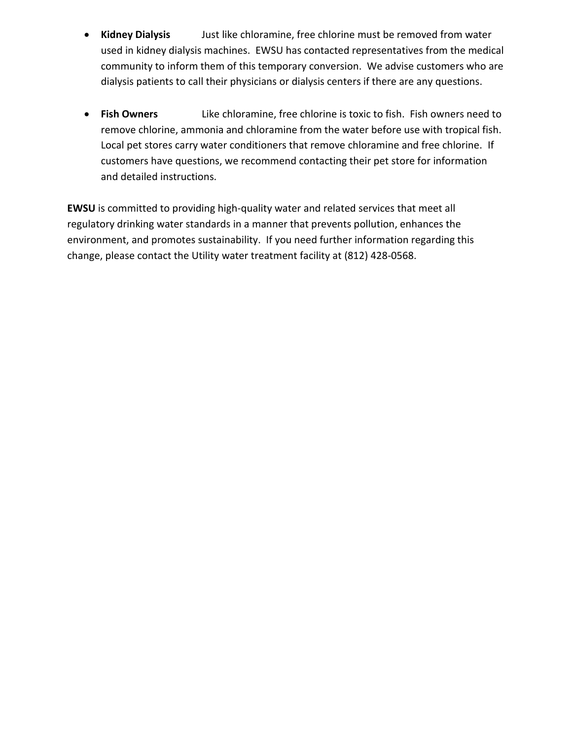- **Kidney Dialysis** Just like chloramine, free chlorine must be removed from water used in kidney dialysis machines. EWSU has contacted representatives from the medical community to inform them of this temporary conversion. We advise customers who are dialysis patients to call their physicians or dialysis centers if there are any questions.

- **Fish Owners** Like chloramine, free chlorine is toxic to fish. Fish owners need to remove chlorine, ammonia and chloramine from the water before use with tropical fish. Local pet stores carry water conditioners that remove chloramine and free chlorine. If customers have questions, we recommend contacting their pet store for information and detailed instructions.

**EWSU** is committed to providing high-quality water and related services that meet all regulatory drinking water standards in a manner that prevents pollution, enhances the environment, and promotes sustainability. If you need further information regarding this change, please contact the Utility water treatment facility at (812) 428-0568.